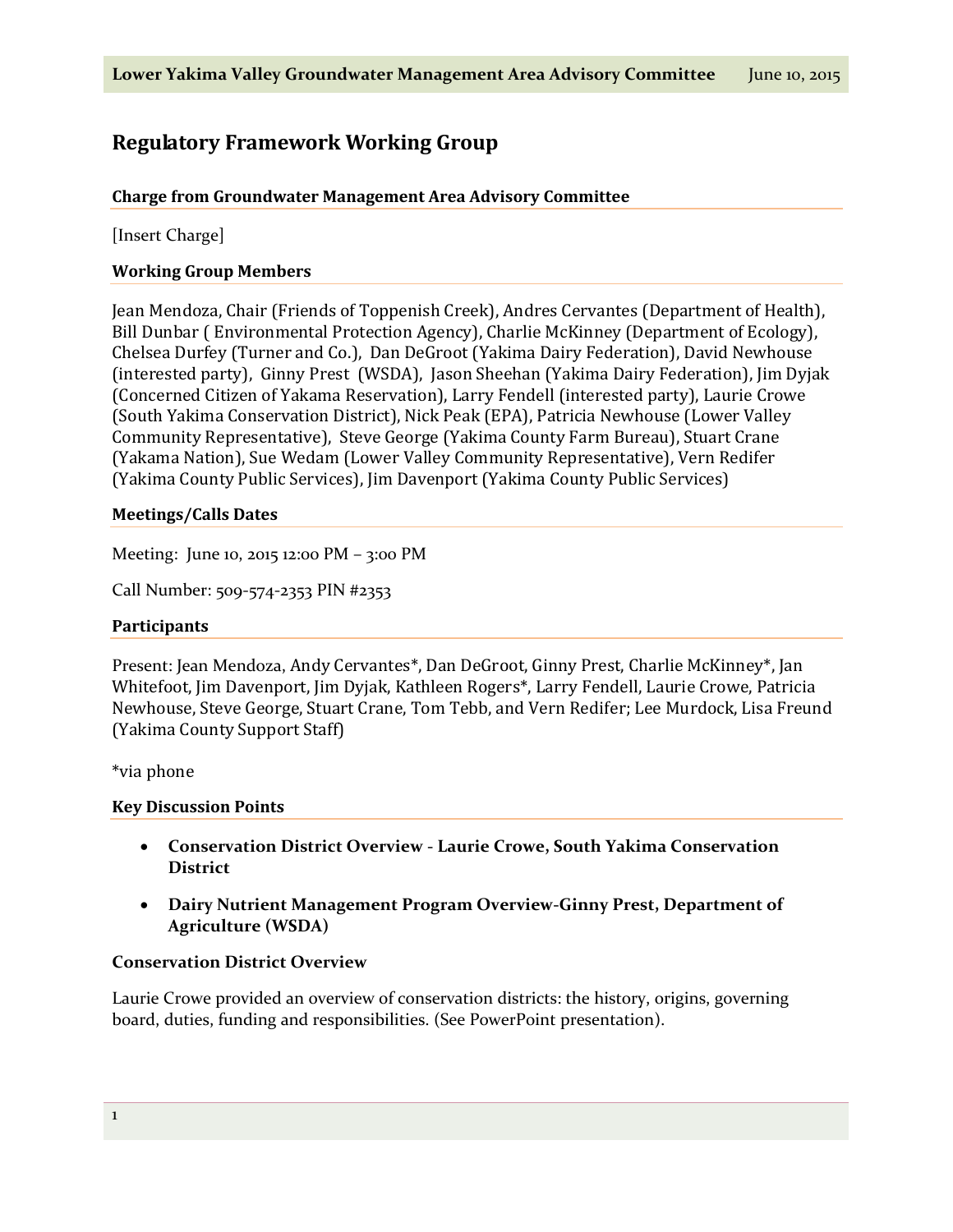# Regulatory Framework Working Group

### Charge from Groundwater Management Area Advisory Committee

[Insert Charge]

### Working Group Members

Jean Mendoza, Chair (Friends of Toppenish Creek), Andres Cervantes (Department of Health), Bill Dunbar ( Environmental Protection Agency), Charlie McKinney (Department of Ecology), Chelsea Durfey (Turner and Co.), Dan DeGroot (Yakima Dairy Federation), David Newhouse (interested party), Ginny Prest (WSDA), Jason Sheehan (Yakima Dairy Federation), Jim Dyjak (Concerned Citizen of Yakama Reservation), Larry Fendell (interested party), Laurie Crowe (South Yakima Conservation District), Nick Peak (EPA), Patricia Newhouse (Lower Valley Community Representative), Steve George (Yakima County Farm Bureau), Stuart Crane (Yakama Nation), Sue Wedam (Lower Valley Community Representative), Vern Redifer (Yakima County Public Services), Jim Davenport (Yakima County Public Services)

### Meetings/Calls Dates

Meeting: June 10, 2015 12:00 PM – 3:00 PM

Call Number: 509-574-2353 PIN #2353

### Participants

Present: Jean Mendoza, Andy Cervantes*, Dan DeGroot, Ginny Prest, Charlie McKinney*, Jan Whitefoot, Jim Davenport, Jim Dyjak, Kathleen Rogers*, Larry Fendell, Laurie Crowe, Patricia Newhouse, Steve George, Stuart Crane, Tom Tebb, and Vern Redifer; Lee Murdock, Lisa Freund (Yakima County Support Staff)

*via phone

### Key Discussion Points

- **Conservation District Overview - Laurie Crowe, South Yakima Conservation District**
- **Dairy Nutrient Management Program Overview-Ginny Prest, Department of Agriculture (WSDA)**

### Conservation District Overview

Laurie Crowe provided an overview of conservation districts: the history, origins, governing board, duties, funding and responsibilities. (See PowerPoint presentation).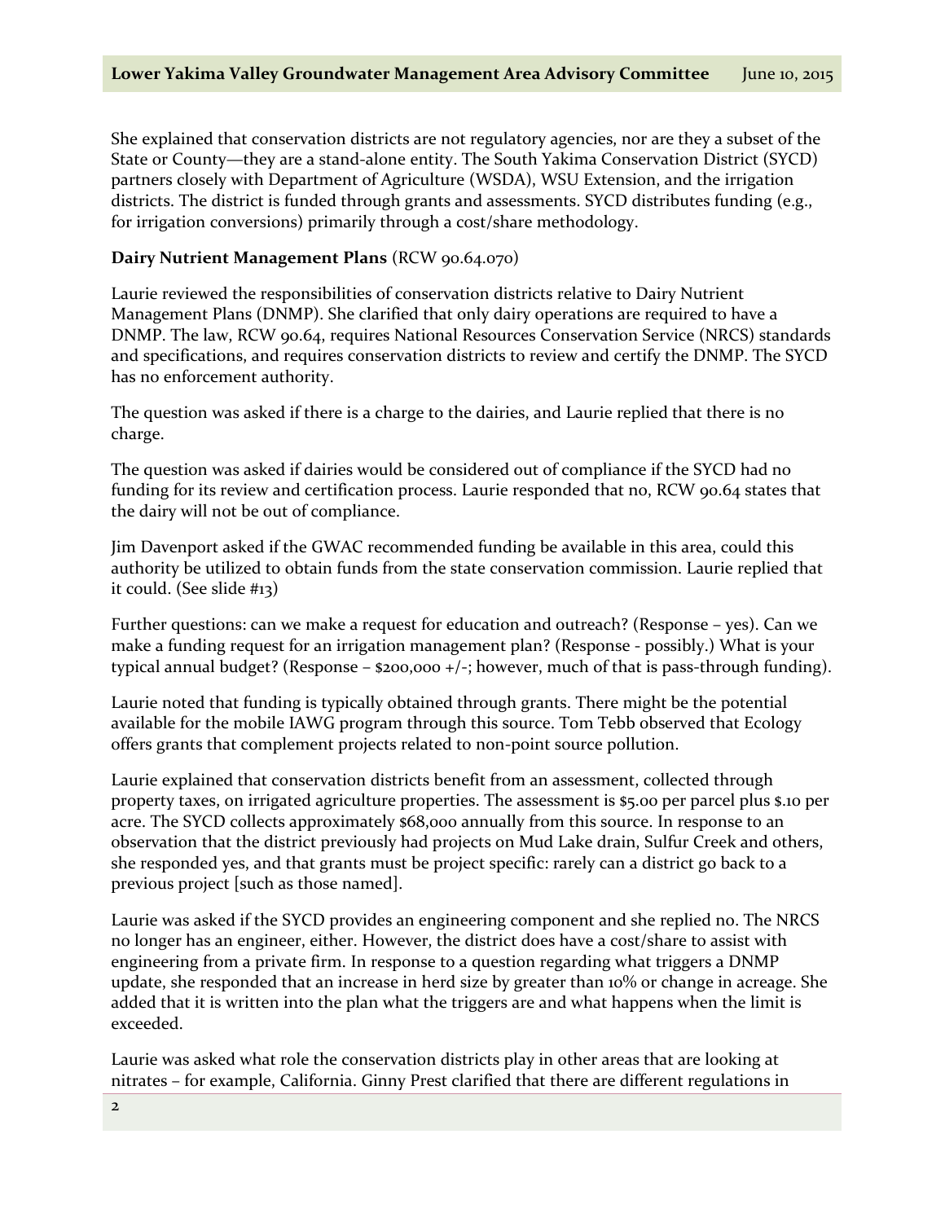She explained that conservation districts are not regulatory agencies, nor are they a subset of the State or County—they are a stand-alone entity. The South Yakima Conservation District (SYCD) partners closely with Department of Agriculture (WSDA), WSU Extension, and the irrigation districts. The district is funded through grants and assessments. SYCD distributes funding (e.g., for irrigation conversions) primarily through a cost/share methodology.

**Dairy Nutrient Management Plans** (RCW 90.64.070)

Laurie reviewed the responsibilities of conservation districts relative to Dairy Nutrient Management Plans (DNMP). She clarified that only dairy operations are required to have a DNMP. The law, RCW 90.64, requires National Resources Conservation Service (NRCS) standards and specifications, and requires conservation districts to review and certify the DNMP. The SYCD has no enforcement authority.

The question was asked if there is a charge to the dairies, and Laurie replied that there is no charge.

The question was asked if dairies would be considered out of compliance if the SYCD had no funding for its review and certification process. Laurie responded that no, RCW 90.64 states that the dairy will not be out of compliance.

Jim Davenport asked if the GWAC recommended funding be available in this area, could this authority be utilized to obtain funds from the state conservation commission. Laurie replied that it could. (See slide #13)

Further questions: can we make a request for education and outreach? (Response – yes). Can we make a funding request for an irrigation management plan? (Response - possibly.) What is your typical annual budget? (Response – $200,000 +/-; however, much of that is pass-through funding).

Laurie noted that funding is typically obtained through grants. There might be the potential available for the mobile IAWG program through this source. Tom Tebb observed that Ecology offers grants that complement projects related to non-point source pollution.

Laurie explained that conservation districts benefit from an assessment, collected through property taxes, on irrigated agriculture properties. The assessment is $5.00 per parcel plus $.10 per acre. The SYCD collects approximately $68,000 annually from this source. In response to an observation that the district previously had projects on Mud Lake drain, Sulfur Creek and others, she responded yes, and that grants must be project specific: rarely can a district go back to a previous project [such as those named].

Laurie was asked if the SYCD provides an engineering component and she replied no. The NRCS no longer has an engineer, either. However, the district does have a cost/share to assist with engineering from a private firm. In response to a question regarding what triggers a DNMP update, she responded that an increase in herd size by greater than 10% or change in acreage. She added that it is written into the plan what the triggers are and what happens when the limit is exceeded.

Laurie was asked what role the conservation districts play in other areas that are looking at nitrates – for example, California. Ginny Prest clarified that there are different regulations in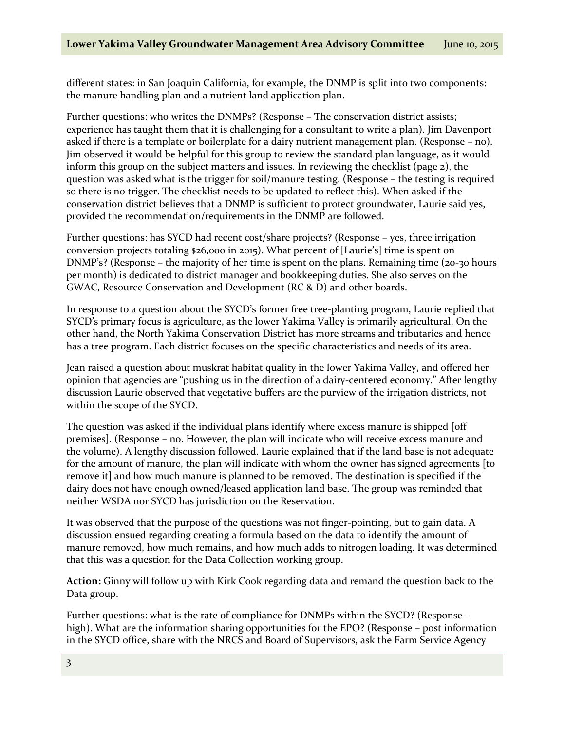different states: in San Joaquin California, for example, the DNMP is split into two components: the manure handling plan and a nutrient land application plan.

Further questions: who writes the DNMPs? (Response – The conservation district assists; experience has taught them that it is challenging for a consultant to write a plan). Jim Davenport asked if there is a template or boilerplate for a dairy nutrient management plan. (Response – no). Jim observed it would be helpful for this group to review the standard plan language, as it would inform this group on the subject matters and issues. In reviewing the checklist (page 2), the question was asked what is the trigger for soil/manure testing. (Response – the testing is required so there is no trigger. The checklist needs to be updated to reflect this). When asked if the conservation district believes that a DNMP is sufficient to protect groundwater, Laurie said yes, provided the recommendation/requirements in the DNMP are followed.

Further questions: has SYCD had recent cost/share projects? (Response – yes, three irrigation conversion projects totaling $26,000 in 2015). What percent of [Laurie's] time is spent on DNMP's? (Response – the majority of her time is spent on the plans. Remaining time (20-30 hours per month) is dedicated to district manager and bookkeeping duties. She also serves on the GWAC, Resource Conservation and Development (RC & D) and other boards.

In response to a question about the SYCD's former free tree-planting program, Laurie replied that SYCD's primary focus is agriculture, as the lower Yakima Valley is primarily agricultural. On the other hand, the North Yakima Conservation District has more streams and tributaries and hence has a tree program. Each district focuses on the specific characteristics and needs of its area.

Jean raised a question about muskrat habitat quality in the lower Yakima Valley, and offered her opinion that agencies are "pushing us in the direction of a dairy-centered economy." After lengthy discussion Laurie observed that vegetative buffers are the purview of the irrigation districts, not within the scope of the SYCD.

The question was asked if the individual plans identify where excess manure is shipped [off premises]. (Response – no. However, the plan will indicate who will receive excess manure and the volume). A lengthy discussion followed. Laurie explained that if the land base is not adequate for the amount of manure, the plan will indicate with whom the owner has signed agreements [to remove it] and how much manure is planned to be removed. The destination is specified if the dairy does not have enough owned/leased application land base. The group was reminded that neither WSDA nor SYCD has jurisdiction on the Reservation.

It was observed that the purpose of the questions was not finger-pointing, but to gain data. A discussion ensued regarding creating a formula based on the data to identify the amount of manure removed, how much remains, and how much adds to nitrogen loading. It was determined that this was a question for the Data Collection working group.

**Action:** Ginny will follow up with Kirk Cook regarding data and remand the question back to the Data group.

Further questions: what is the rate of compliance for DNMPs within the SYCD? (Response – high). What are the information sharing opportunities for the EPO? (Response – post information in the SYCD office, share with the NRCS and Board of Supervisors, ask the Farm Service Agency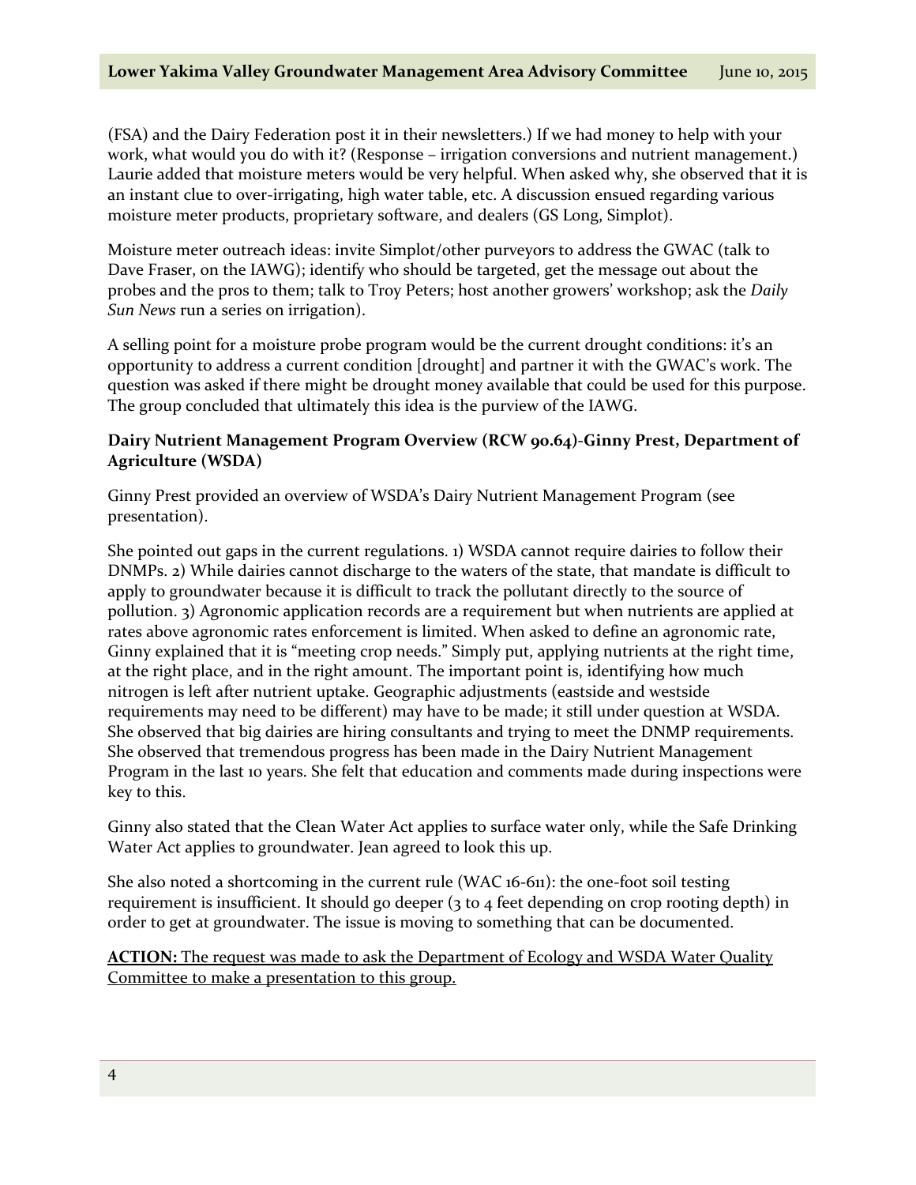(FSA) and the Dairy Federation post it in their newsletters.) If we had money to help with your work, what would you do with it? (Response – irrigation conversions and nutrient management.) Laurie added that moisture meters would be very helpful. When asked why, she observed that it is an instant clue to over-irrigating, high water table, etc. A discussion ensued regarding various moisture meter products, proprietary software, and dealers (GS Long, Simplot).

Moisture meter outreach ideas: invite Simplot/other purveyors to address the GWAC (talk to Dave Fraser, on the IAWG); identify who should be targeted, get the message out about the probes and the pros to them; talk to Troy Peters; host another growers' workshop; ask the *Daily Sun News* run a series on irrigation).

A selling point for a moisture probe program would be the current drought conditions: it's an opportunity to address a current condition [drought] and partner it with the GWAC's work. The question was asked if there might be drought money available that could be used for this purpose. The group concluded that ultimately this idea is the purview of the IAWG.

**Dairy Nutrient Management Program Overview (RCW 90.64)-Ginny Prest, Department of Agriculture (WSDA)**

Ginny Prest provided an overview of WSDA's Dairy Nutrient Management Program (see presentation).

She pointed out gaps in the current regulations. 1) WSDA cannot require dairies to follow their DNMPs. 2) While dairies cannot discharge to the waters of the state, that mandate is difficult to apply to groundwater because it is difficult to track the pollutant directly to the source of pollution. 3) Agronomic application records are a requirement but when nutrients are applied at rates above agronomic rates enforcement is limited. When asked to define an agronomic rate, Ginny explained that it is "meeting crop needs." Simply put, applying nutrients at the right time, at the right place, and in the right amount. The important point is, identifying how much nitrogen is left after nutrient uptake. Geographic adjustments (eastside and westside requirements may need to be different) may have to be made; it still under question at WSDA. She observed that big dairies are hiring consultants and trying to meet the DNMP requirements. She observed that tremendous progress has been made in the Dairy Nutrient Management Program in the last 10 years. She felt that education and comments made during inspections were key to this.

Ginny also stated that the Clean Water Act applies to surface water only, while the Safe Drinking Water Act applies to groundwater. Jean agreed to look this up.

She also noted a shortcoming in the current rule (WAC 16-611): the one-foot soil testing requirement is insufficient. It should go deeper (3 to 4 feet depending on crop rooting depth) in order to get at groundwater. The issue is moving to something that can be documented.

**ACTION:** The request was made to ask the Department of Ecology and WSDA Water Quality Committee to make a presentation to this group.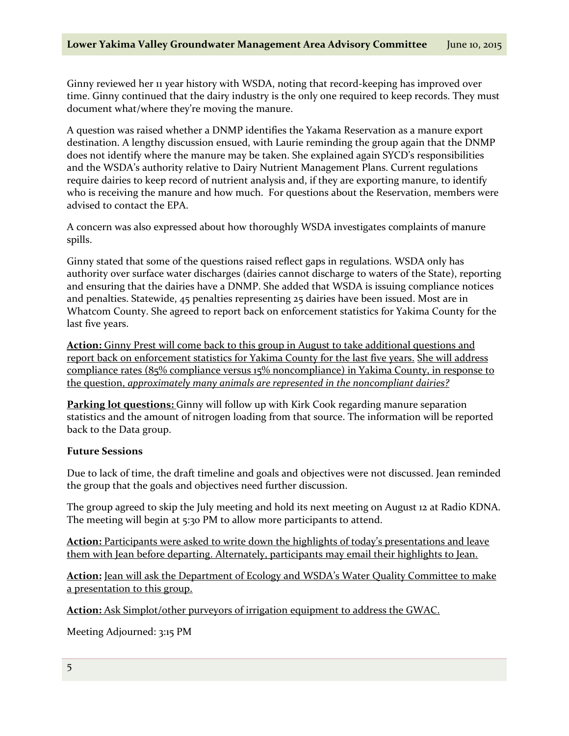Ginny reviewed her 11 year history with WSDA, noting that record-keeping has improved over time. Ginny continued that the dairy industry is the only one required to keep records. They must document what/where they're moving the manure.

A question was raised whether a DNMP identifies the Yakama Reservation as a manure export destination. A lengthy discussion ensued, with Laurie reminding the group again that the DNMP does not identify where the manure may be taken. She explained again SYCD's responsibilities and the WSDA's authority relative to Dairy Nutrient Management Plans. Current regulations require dairies to keep record of nutrient analysis and, if they are exporting manure, to identify who is receiving the manure and how much. For questions about the Reservation, members were advised to contact the EPA.

A concern was also expressed about how thoroughly WSDA investigates complaints of manure spills.

Ginny stated that some of the questions raised reflect gaps in regulations. WSDA only has authority over surface water discharges (dairies cannot discharge to waters of the State), reporting and ensuring that the dairies have a DNMP. She added that WSDA is issuing compliance notices and penalties. Statewide, 45 penalties representing 25 dairies have been issued. Most are in Whatcom County. She agreed to report back on enforcement statistics for Yakima County for the last five years.

**Action:** Ginny Prest will come back to this group in August to take additional questions and report back on enforcement statistics for Yakima County for the last five years. She will address compliance rates (85% compliance versus 15% noncompliance) in Yakima County, in response to the question, *approximately many animals are represented in the noncompliant dairies?*

**Parking lot questions:** Ginny will follow up with Kirk Cook regarding manure separation statistics and the amount of nitrogen loading from that source. The information will be reported back to the Data group.

**Future Sessions**

Due to lack of time, the draft timeline and goals and objectives were not discussed. Jean reminded the group that the goals and objectives need further discussion.

The group agreed to skip the July meeting and hold its next meeting on August 12 at Radio KDNA. The meeting will begin at 5:30 PM to allow more participants to attend.

**Action:** Participants were asked to write down the highlights of today's presentations and leave them with Jean before departing. Alternately, participants may email their highlights to Jean.

**Action:** Jean will ask the Department of Ecology and WSDA's Water Quality Committee to make a presentation to this group.

**Action:** Ask Simplot/other purveyors of irrigation equipment to address the GWAC.

Meeting Adjourned: 3:15 PM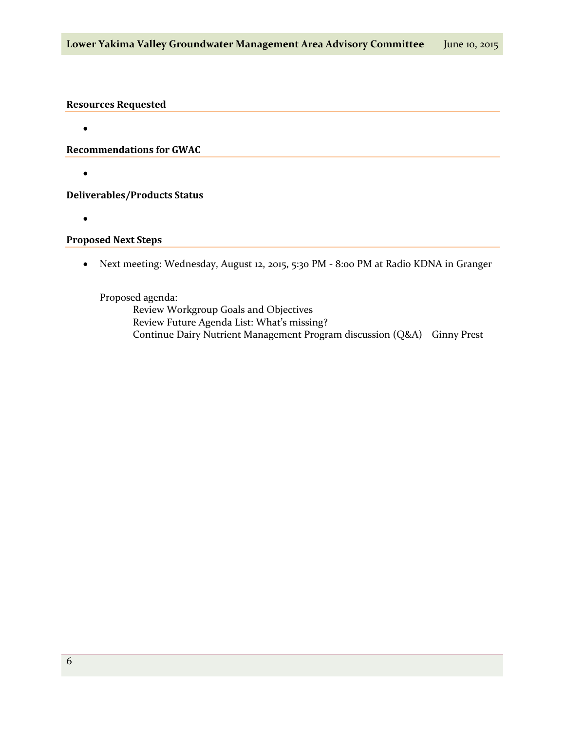### Resources Requested

- 

### Recommendations for GWAC

- 

### Deliverables/Products Status

- 

### Proposed Next Steps

- Next meeting: Wednesday, August 12, 2015, 5:30 PM - 8:00 PM at Radio KDNA in Granger

  Proposed agenda:
  - Review Workgroup Goals and Objectives
  - Review Future Agenda List: What's missing?
  - Continue Dairy Nutrient Management Program discussion (Q&A) Ginny Prest